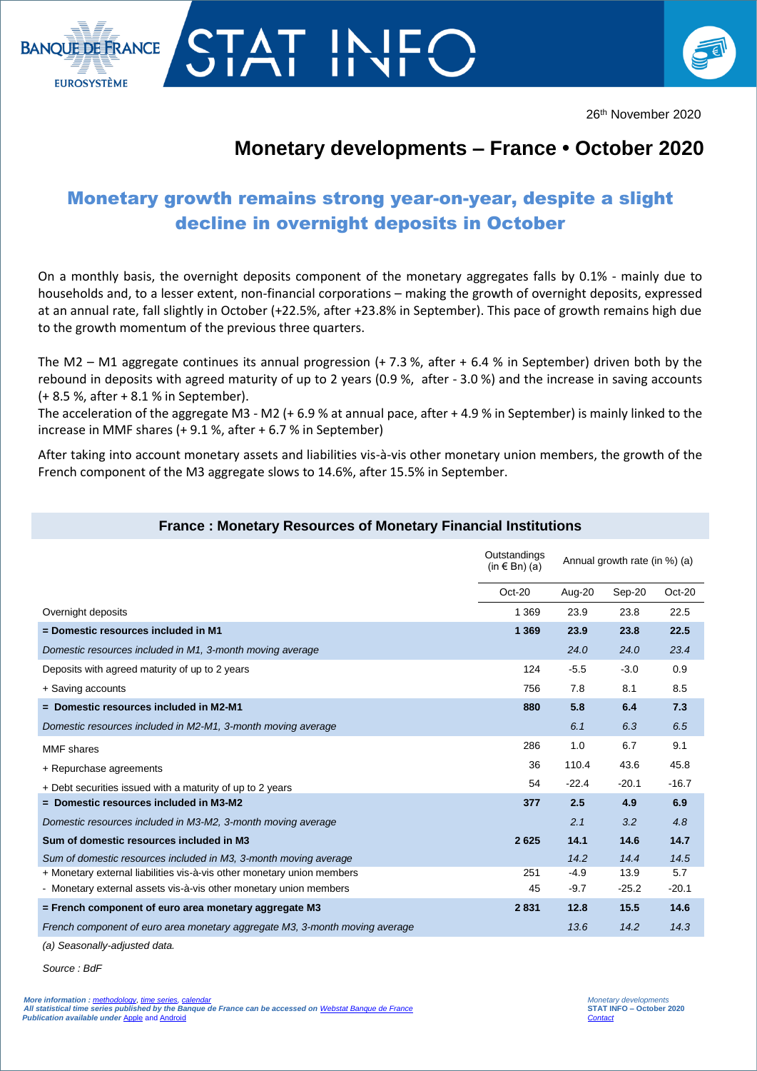BANQUE DE FRANCE
EUROSYSTÈME

# STAT INFO

26th November 2020

# Monetary developments – France • October 2020

## Monetary growth remains strong year-on-year, despite a slight decline in overnight deposits in October

On a monthly basis, the overnight deposits component of the monetary aggregates falls by 0.1% - mainly due to households and, to a lesser extent, non-financial corporations – making the growth of overnight deposits, expressed at an annual rate, fall slightly in October (+22.5%, after +23.8% in September). This pace of growth remains high due to the growth momentum of the previous three quarters.

The M2 – M1 aggregate continues its annual progression (+ 7.3 %, after + 6.4 % in September) driven both by the rebound in deposits with agreed maturity of up to 2 years (0.9 %, after - 3.0 %) and the increase in saving accounts (+ 8.5 %, after + 8.1 % in September).

The acceleration of the aggregate M3 - M2 (+ 6.9 % at annual pace, after + 4.9 % in September) is mainly linked to the increase in MMF shares (+ 9.1 %, after + 6.7 % in September)

After taking into account monetary assets and liabilities vis-à-vis other monetary union members, the growth of the French component of the M3 aggregate slows to 14.6%, after 15.5% in September.

### France : Monetary Resources of Monetary Financial Institutions

| | Outstandings (in € Bn) (a) | Annual growth rate (in %) (a) | | |
|---|---|---|---|---|
| | Oct-20 | Aug-20 | Sep-20 | Oct-20 |
| Overnight deposits | 1 369 | 23.9 | 23.8 | 22.5 |
| **= Domestic resources included in M1** | **1 369** | **23.9** | **23.8** | **22.5** |
| *Domestic resources included in M1, 3-month moving average* | | *24.0* | *24.0* | *23.4* |
| Deposits with agreed maturity of up to 2 years | 124 | -5.5 | -3.0 | 0.9 |
| + Saving accounts | 756 | 7.8 | 8.1 | 8.5 |
| **= Domestic resources included in M2-M1** | **880** | **5.8** | **6.4** | **7.3** |
| *Domestic resources included in M2-M1, 3-month moving average* | | *6.1* | *6.3* | *6.5* |
| MMF shares | 286 | 1.0 | 6.7 | 9.1 |
| + Repurchase agreements | 36 | 110.4 | 43.6 | 45.8 |
| + Debt securities issued with a maturity of up to 2 years | 54 | -22.4 | -20.1 | -16.7 |
| **= Domestic resources included in M3-M2** | **377** | **2.5** | **4.9** | **6.9** |
| *Domestic resources included in M3-M2, 3-month moving average* | | *2.1* | *3.2* | *4.8* |
| **Sum of domestic resources included in M3** | **2 625** | **14.1** | **14.6** | **14.7** |
| *Sum of domestic resources included in M3, 3-month moving average* | | *14.2* | *14.4* | *14.5* |
| + Monetary external liabilities vis-à-vis other monetary union members | 251 | -4.9 | 13.9 | 5.7 |
| - Monetary external assets vis-à-vis other monetary union members | 45 | -9.7 | -25.2 | -20.1 |
| **= French component of euro area monetary aggregate M3** | **2 831** | **12.8** | **15.5** | **14.6** |
| *French component of euro area monetary aggregate M3, 3-month moving average* | | *13.6* | *14.2* | *14.3* |

*(a) Seasonally-adjusted data.*

*Source : BdF*

*More information : methodology, time series, calendar*
*All statistical time series published by the Banque de France can be accessed on Webstat Banque de France*
*Publication available under Apple and Android*

*Monetary developments*
*STAT INFO – October 2020*
*Contact*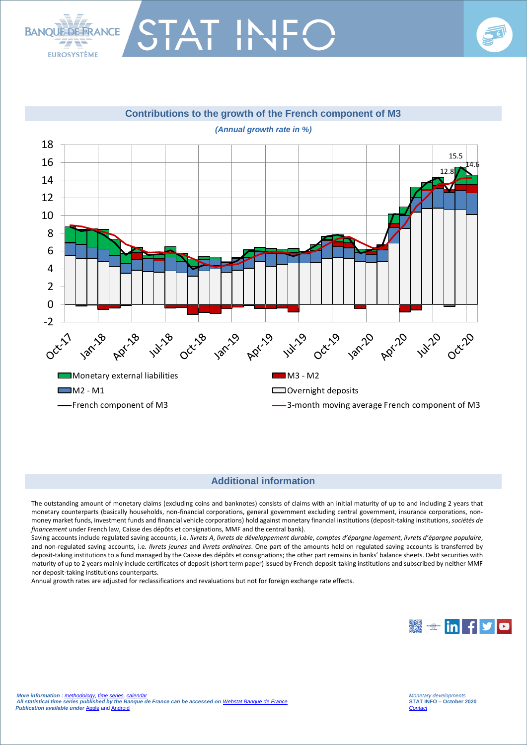## Contributions to the growth of the French component of M3

*(Annual growth rate in %)*

18
16
14
12
10
8
6
4
2
0
-2

15.5
12.8
14.6

Oct-17 Jan-18 Apr-18 Jul-18 Oct-18 Jan-19 Apr-19 Jul-19 Oct-19 Jan-20 Apr-20 Jul-20 Oct-20

Monetary external liabilities
M3 - M2
M2 - M1
Overnight deposits
French component of M3
3-month moving average French component of M3

## Additional information

The outstanding amount of monetary claims (excluding coins and banknotes) consists of claims with an initial maturity of up to and including 2 years that monetary counterparts (basically households, non-financial corporations, general government excluding central government, insurance corporations, non-money market funds, investment funds and financial vehicle corporations) hold against monetary financial institutions (deposit-taking institutions, *sociétés de financement* under French law, Caisse des dépôts et consignations, MMF and the central bank).

Saving accounts include regulated saving accounts, i.e. *livrets A*, *livrets de développement durable*, *comptes d'épargne logement*, *livrets d'épargne populaire*, and non-regulated saving accounts, i.e. *livrets jeunes* and *livrets ordinaires*. One part of the amounts held on regulated saving accounts is transferred by deposit-taking institutions to a fund managed by the Caisse des dépôts et consignations; the other part remains in banks' balance sheets. Debt securities with maturity of up to 2 years mainly include certificates of deposit (short term paper) issued by French deposit-taking institutions and subscribed by neither MMF nor deposit-taking institutions counterparts.

Annual growth rates are adjusted for reclassifications and revaluations but not for foreign exchange rate effects.

*More information : methodology, time series, calendar*
*All statistical time series published by the Banque de France can be accessed on Webstat Banque de France*
*Publication available under Apple and Android*

*Monetary developments*
**STAT INFO – October 2020**
*Contact*